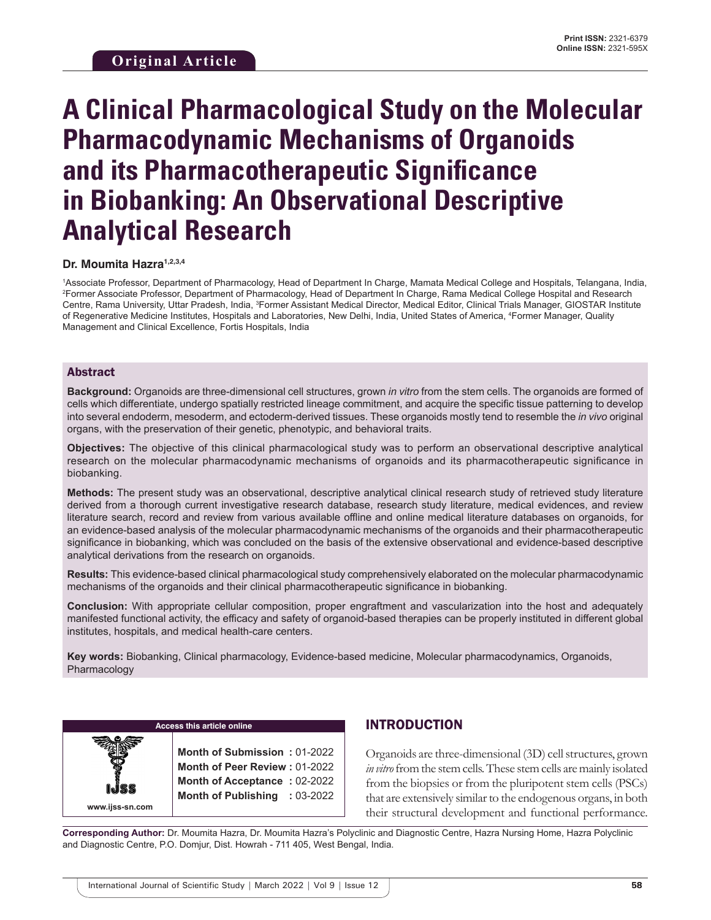Original Article

Print ISSN: 2321-6379
Online ISSN: 2321-595X

# A Clinical Pharmacological Study on the Molecular Pharmacodynamic Mechanisms of Organoids and its Pharmacotherapeutic Significance in Biobanking: An Observational Descriptive Analytical Research

**Dr. Moumita Hazra[1,2,3,4]**

[1]Associate Professor, Department of Pharmacology, Head of Department In Charge, Mamata Medical College and Hospitals, Telangana, India, [2]Former Associate Professor, Department of Pharmacology, Head of Department In Charge, Rama Medical College Hospital and Research Centre, Rama University, Uttar Pradesh, India, [3]Former Assistant Medical Director, Medical Editor, Clinical Trials Manager, GIOSTAR Institute of Regenerative Medicine Institutes, Hospitals and Laboratories, New Delhi, India, United States of America, [4]Former Manager, Quality Management and Clinical Excellence, Fortis Hospitals, India

## Abstract

**Background:** Organoids are three-dimensional cell structures, grown *in vitro* from the stem cells. The organoids are formed of cells which differentiate, undergo spatially restricted lineage commitment, and acquire the specific tissue patterning to develop into several endoderm, mesoderm, and ectoderm-derived tissues. These organoids mostly tend to resemble the *in vivo* original organs, with the preservation of their genetic, phenotypic, and behavioral traits.

**Objectives:** The objective of this clinical pharmacological study was to perform an observational descriptive analytical research on the molecular pharmacodynamic mechanisms of organoids and its pharmacotherapeutic significance in biobanking.

**Methods:** The present study was an observational, descriptive analytical clinical research study of retrieved study literature derived from a thorough current investigative research database, research study literature, medical evidences, and review literature search, record and review from various available offline and online medical literature databases on organoids, for an evidence-based analysis of the molecular pharmacodynamic mechanisms of the organoids and their pharmacotherapeutic significance in biobanking, which was concluded on the basis of the extensive observational and evidence-based descriptive analytical derivations from the research on organoids.

**Results:** This evidence-based clinical pharmacological study comprehensively elaborated on the molecular pharmacodynamic mechanisms of the organoids and their clinical pharmacotherapeutic significance in biobanking.

**Conclusion:** With appropriate cellular composition, proper engraftment and vascularization into the host and adequately manifested functional activity, the efficacy and safety of organoid-based therapies can be properly instituted in different global institutes, hospitals, and medical health-care centers.

**Key words:** Biobanking, Clinical pharmacology, Evidence-based medicine, Molecular pharmacodynamics, Organoids, Pharmacology

| Access this article online | |
|---|---|
| www.ijss-sn.com | **Month of Submission :** 01-2022<br>**Month of Peer Review :** 01-2022<br>**Month of Acceptance :** 02-2022<br>**Month of Publishing :** 03-2022 |

## INTRODUCTION

Organoids are three-dimensional (3D) cell structures, grown *in vitro* from the stem cells. These stem cells are mainly isolated from the biopsies or from the pluripotent stem cells (PSCs) that are extensively similar to the endogenous organs, in both their structural development and functional performance.

**Corresponding Author:** Dr. Moumita Hazra, Dr. Moumita Hazra's Polyclinic and Diagnostic Centre, Hazra Nursing Home, Hazra Polyclinic and Diagnostic Centre, P.O. Domjur, Dist. Howrah - 711 405, West Bengal, India.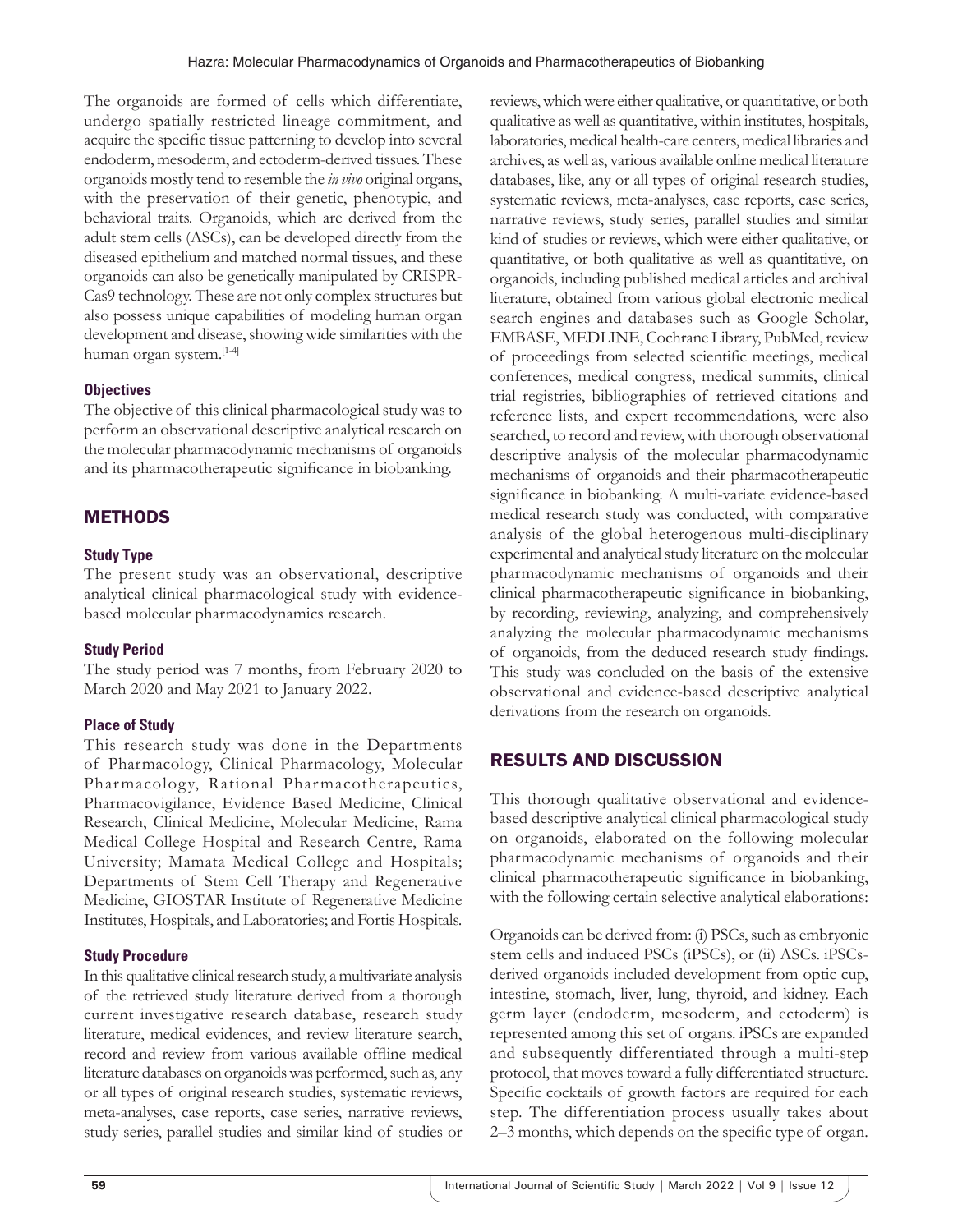The organoids are formed of cells which differentiate, undergo spatially restricted lineage commitment, and acquire the specific tissue patterning to develop into several endoderm, mesoderm, and ectoderm-derived tissues. These organoids mostly tend to resemble the *in vivo* original organs, with the preservation of their genetic, phenotypic, and behavioral traits. Organoids, which are derived from the adult stem cells (ASCs), can be developed directly from the diseased epithelium and matched normal tissues, and these organoids can also be genetically manipulated by CRISPR-Cas9 technology. These are not only complex structures but also possess unique capabilities of modeling human organ development and disease, showing wide similarities with the human organ system.[1-4]

### Objectives

The objective of this clinical pharmacological study was to perform an observational descriptive analytical research on the molecular pharmacodynamic mechanisms of organoids and its pharmacotherapeutic significance in biobanking.

## METHODS

### Study Type

The present study was an observational, descriptive analytical clinical pharmacological study with evidence-based molecular pharmacodynamics research.

### Study Period

The study period was 7 months, from February 2020 to March 2020 and May 2021 to January 2022.

### Place of Study

This research study was done in the Departments of Pharmacology, Clinical Pharmacology, Molecular Pharmacology, Rational Pharmacotherapeutics, Pharmacovigilance, Evidence Based Medicine, Clinical Research, Clinical Medicine, Molecular Medicine, Rama Medical College Hospital and Research Centre, Rama University; Mamata Medical College and Hospitals; Departments of Stem Cell Therapy and Regenerative Medicine, GIOSTAR Institute of Regenerative Medicine Institutes, Hospitals, and Laboratories; and Fortis Hospitals.

### Study Procedure

In this qualitative clinical research study, a multivariate analysis of the retrieved study literature derived from a thorough current investigative research database, research study literature, medical evidences, and review literature search, record and review from various available offline medical literature databases on organoids was performed, such as, any or all types of original research studies, systematic reviews, meta-analyses, case reports, case series, narrative reviews, study series, parallel studies and similar kind of studies or reviews, which were either qualitative, or quantitative, or both qualitative as well as quantitative, within institutes, hospitals, laboratories, medical health-care centers, medical libraries and archives, as well as, various available online medical literature databases, like, any or all types of original research studies, systematic reviews, meta-analyses, case reports, case series, narrative reviews, study series, parallel studies and similar kind of studies or reviews, which were either qualitative, or quantitative, or both qualitative as well as quantitative, on organoids, including published medical articles and archival literature, obtained from various global electronic medical search engines and databases such as Google Scholar, EMBASE, MEDLINE, Cochrane Library, PubMed, review of proceedings from selected scientific meetings, medical conferences, medical congress, medical summits, clinical trial registries, bibliographies of retrieved citations and reference lists, and expert recommendations, were also searched, to record and review, with thorough observational descriptive analysis of the molecular pharmacodynamic mechanisms of organoids and their pharmacotherapeutic significance in biobanking. A multi-variate evidence-based medical research study was conducted, with comparative analysis of the global heterogenous multi-disciplinary experimental and analytical study literature on the molecular pharmacodynamic mechanisms of organoids and their clinical pharmacotherapeutic significance in biobanking, by recording, reviewing, analyzing, and comprehensively analyzing the molecular pharmacodynamic mechanisms of organoids, from the deduced research study findings. This study was concluded on the basis of the extensive observational and evidence-based descriptive analytical derivations from the research on organoids.

## RESULTS AND DISCUSSION

This thorough qualitative observational and evidence-based descriptive analytical clinical pharmacological study on organoids, elaborated on the following molecular pharmacodynamic mechanisms of organoids and their clinical pharmacotherapeutic significance in biobanking, with the following certain selective analytical elaborations:

Organoids can be derived from: (i) PSCs, such as embryonic stem cells and induced PSCs (iPSCs), or (ii) ASCs. iPSCs-derived organoids included development from optic cup, intestine, stomach, liver, lung, thyroid, and kidney. Each germ layer (endoderm, mesoderm, and ectoderm) is represented among this set of organs. iPSCs are expanded and subsequently differentiated through a multi-step protocol, that moves toward a fully differentiated structure. Specific cocktails of growth factors are required for each step. The differentiation process usually takes about 2–3 months, which depends on the specific type of organ.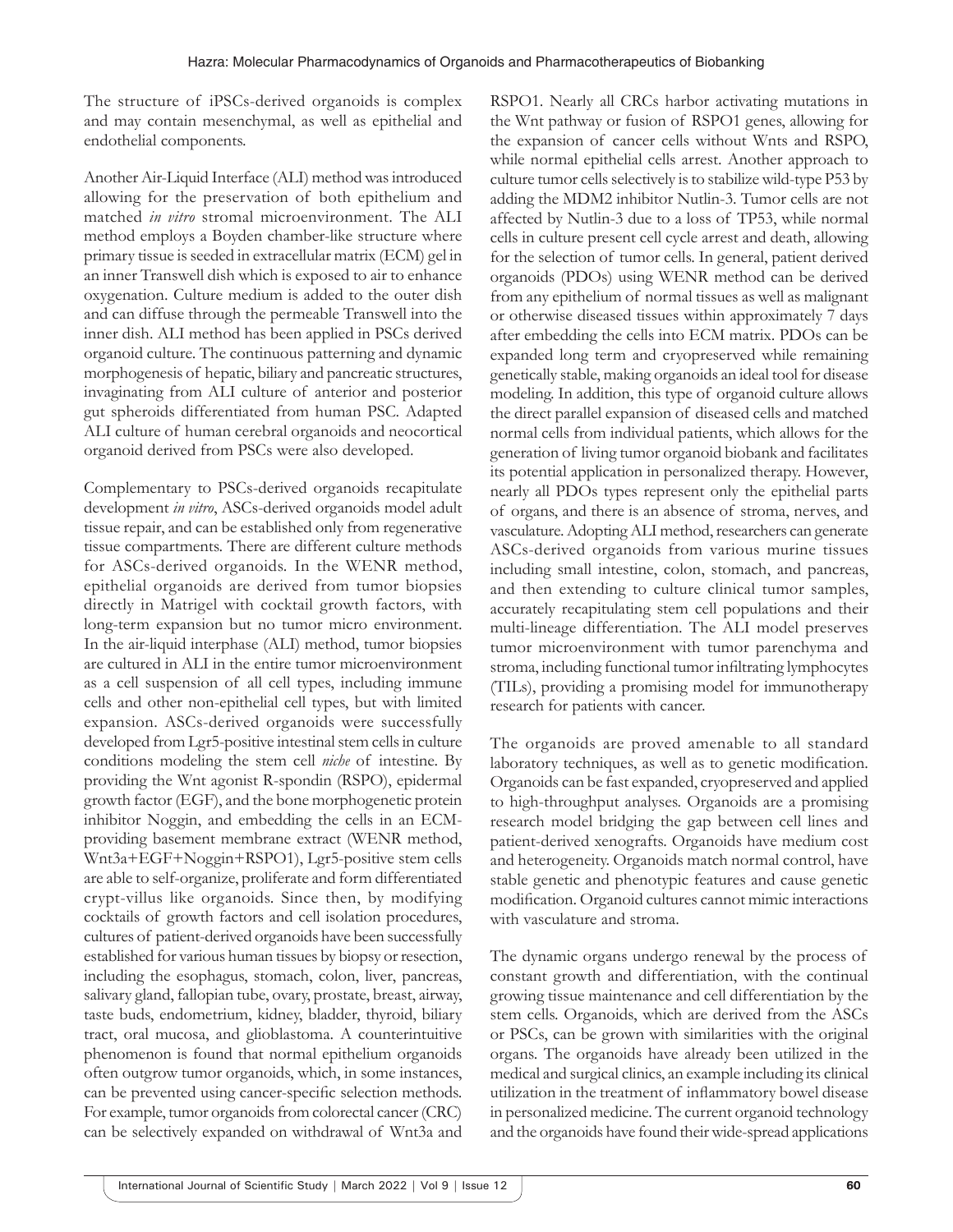The structure of iPSCs-derived organoids is complex and may contain mesenchymal, as well as epithelial and endothelial components.

Another Air-Liquid Interface (ALI) method was introduced allowing for the preservation of both epithelium and matched *in vitro* stromal microenvironment. The ALI method employs a Boyden chamber-like structure where primary tissue is seeded in extracellular matrix (ECM) gel in an inner Transwell dish which is exposed to air to enhance oxygenation. Culture medium is added to the outer dish and can diffuse through the permeable Transwell into the inner dish. ALI method has been applied in PSCs derived organoid culture. The continuous patterning and dynamic morphogenesis of hepatic, biliary and pancreatic structures, invaginating from ALI culture of anterior and posterior gut spheroids differentiated from human PSC. Adapted ALI culture of human cerebral organoids and neocortical organoid derived from PSCs were also developed.

Complementary to PSCs-derived organoids recapitulate development *in vitro*, ASCs-derived organoids model adult tissue repair, and can be established only from regenerative tissue compartments. There are different culture methods for ASCs-derived organoids. In the WENR method, epithelial organoids are derived from tumor biopsies directly in Matrigel with cocktail growth factors, with long-term expansion but no tumor micro environment. In the air-liquid interphase (ALI) method, tumor biopsies are cultured in ALI in the entire tumor microenvironment as a cell suspension of all cell types, including immune cells and other non-epithelial cell types, but with limited expansion. ASCs-derived organoids were successfully developed from Lgr5-positive intestinal stem cells in culture conditions modeling the stem cell *niche* of intestine. By providing the Wnt agonist R-spondin (RSPO), epidermal growth factor (EGF), and the bone morphogenetic protein inhibitor Noggin, and embedding the cells in an ECM-providing basement membrane extract (WENR method, Wnt3a+EGF+Noggin+RSPO1), Lgr5-positive stem cells are able to self-organize, proliferate and form differentiated crypt-villus like organoids. Since then, by modifying cocktails of growth factors and cell isolation procedures, cultures of patient-derived organoids have been successfully established for various human tissues by biopsy or resection, including the esophagus, stomach, colon, liver, pancreas, salivary gland, fallopian tube, ovary, prostate, breast, airway, taste buds, endometrium, kidney, bladder, thyroid, biliary tract, oral mucosa, and glioblastoma. A counterintuitive phenomenon is found that normal epithelium organoids often outgrow tumor organoids, which, in some instances, can be prevented using cancer-specific selection methods. For example, tumor organoids from colorectal cancer (CRC) can be selectively expanded on withdrawal of Wnt3a and RSPO1. Nearly all CRCs harbor activating mutations in the Wnt pathway or fusion of RSPO1 genes, allowing for the expansion of cancer cells without Wnts and RSPO, while normal epithelial cells arrest. Another approach to culture tumor cells selectively is to stabilize wild-type P53 by adding the MDM2 inhibitor Nutlin-3. Tumor cells are not affected by Nutlin-3 due to a loss of TP53, while normal cells in culture present cell cycle arrest and death, allowing for the selection of tumor cells. In general, patient derived organoids (PDOs) using WENR method can be derived from any epithelium of normal tissues as well as malignant or otherwise diseased tissues within approximately 7 days after embedding the cells into ECM matrix. PDOs can be expanded long term and cryopreserved while remaining genetically stable, making organoids an ideal tool for disease modeling. In addition, this type of organoid culture allows the direct parallel expansion of diseased cells and matched normal cells from individual patients, which allows for the generation of living tumor organoid biobank and facilitates its potential application in personalized therapy. However, nearly all PDOs types represent only the epithelial parts of organs, and there is an absence of stroma, nerves, and vasculature. Adopting ALI method, researchers can generate ASCs-derived organoids from various murine tissues including small intestine, colon, stomach, and pancreas, and then extending to culture clinical tumor samples, accurately recapitulating stem cell populations and their multi-lineage differentiation. The ALI model preserves tumor microenvironment with tumor parenchyma and stroma, including functional tumor infiltrating lymphocytes (TILs), providing a promising model for immunotherapy research for patients with cancer.

The organoids are proved amenable to all standard laboratory techniques, as well as to genetic modification. Organoids can be fast expanded, cryopreserved and applied to high-throughput analyses. Organoids are a promising research model bridging the gap between cell lines and patient-derived xenografts. Organoids have medium cost and heterogeneity. Organoids match normal control, have stable genetic and phenotypic features and cause genetic modification. Organoid cultures cannot mimic interactions with vasculature and stroma.

The dynamic organs undergo renewal by the process of constant growth and differentiation, with the continual growing tissue maintenance and cell differentiation by the stem cells. Organoids, which are derived from the ASCs or PSCs, can be grown with similarities with the original organs. The organoids have already been utilized in the medical and surgical clinics, an example including its clinical utilization in the treatment of inflammatory bowel disease in personalized medicine. The current organoid technology and the organoids have found their wide-spread applications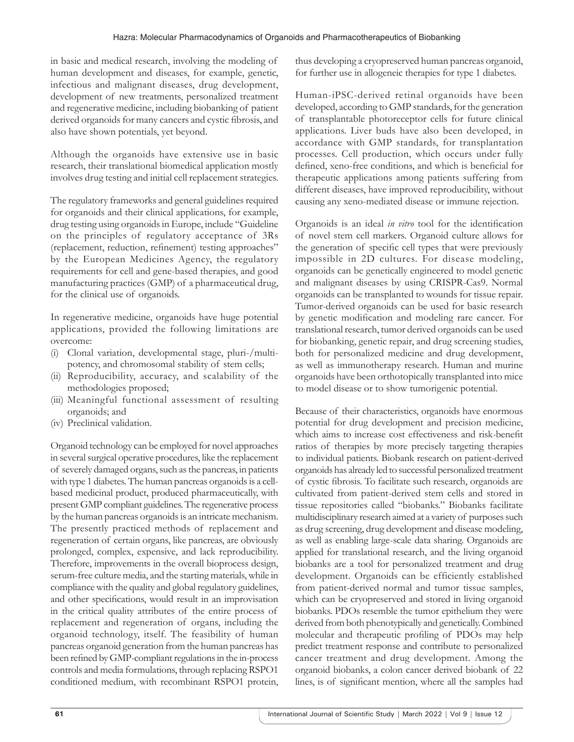in basic and medical research, involving the modeling of human development and diseases, for example, genetic, infectious and malignant diseases, drug development, development of new treatments, personalized treatment and regenerative medicine, including biobanking of patient derived organoids for many cancers and cystic fibrosis, and also have shown potentials, yet beyond.

Although the organoids have extensive use in basic research, their translational biomedical application mostly involves drug testing and initial cell replacement strategies.

The regulatory frameworks and general guidelines required for organoids and their clinical applications, for example, drug testing using organoids in Europe, include "Guideline on the principles of regulatory acceptance of 3Rs (replacement, reduction, refinement) testing approaches" by the European Medicines Agency, the regulatory requirements for cell and gene-based therapies, and good manufacturing practices (GMP) of a pharmaceutical drug, for the clinical use of organoids.

In regenerative medicine, organoids have huge potential applications, provided the following limitations are overcome:

(i) Clonal variation, developmental stage, pluri-/multi-potency, and chromosomal stability of stem cells;
(ii) Reproducibility, accuracy, and scalability of the methodologies proposed;
(iii) Meaningful functional assessment of resulting organoids; and
(iv) Preclinical validation.

Organoid technology can be employed for novel approaches in several surgical operative procedures, like the replacement of severely damaged organs, such as the pancreas, in patients with type 1 diabetes. The human pancreas organoids is a cell-based medicinal product, produced pharmaceutically, with present GMP compliant guidelines. The regenerative process by the human pancreas organoids is an intricate mechanism. The presently practiced methods of replacement and regeneration of certain organs, like pancreas, are obviously prolonged, complex, expensive, and lack reproducibility. Therefore, improvements in the overall bioprocess design, serum-free culture media, and the starting materials, while in compliance with the quality and global regulatory guidelines, and other specifications, would result in an improvisation in the critical quality attributes of the entire process of replacement and regeneration of organs, including the organoid technology, itself. The feasibility of human pancreas organoid generation from the human pancreas has been refined by GMP-compliant regulations in the in-process controls and media formulations, through replacing RSPO1 conditioned medium, with recombinant RSPO1 protein, thus developing a cryopreserved human pancreas organoid, for further use in allogeneic therapies for type 1 diabetes.

Human-iPSC-derived retinal organoids have been developed, according to GMP standards, for the generation of transplantable photoreceptor cells for future clinical applications. Liver buds have also been developed, in accordance with GMP standards, for transplantation processes. Cell production, which occurs under fully defined, xeno-free conditions, and which is beneficial for therapeutic applications among patients suffering from different diseases, have improved reproducibility, without causing any xeno-mediated disease or immune rejection.

Organoids is an ideal *in vitro* tool for the identification of novel stem cell markers. Organoid culture allows for the generation of specific cell types that were previously impossible in 2D cultures. For disease modeling, organoids can be genetically engineered to model genetic and malignant diseases by using CRISPR-Cas9. Normal organoids can be transplanted to wounds for tissue repair. Tumor-derived organoids can be used for basic research by genetic modification and modeling rare cancer. For translational research, tumor derived organoids can be used for biobanking, genetic repair, and drug screening studies, both for personalized medicine and drug development, as well as immunotherapy research. Human and murine organoids have been orthotopically transplanted into mice to model disease or to show tumorigenic potential.

Because of their characteristics, organoids have enormous potential for drug development and precision medicine, which aims to increase cost effectiveness and risk-benefit ratios of therapies by more precisely targeting therapies to individual patients. Biobank research on patient-derived organoids has already led to successful personalized treatment of cystic fibrosis. To facilitate such research, organoids are cultivated from patient-derived stem cells and stored in tissue repositories called "biobanks." Biobanks facilitate multidisciplinary research aimed at a variety of purposes such as drug screening, drug development and disease modeling, as well as enabling large-scale data sharing. Organoids are applied for translational research, and the living organoid biobanks are a tool for personalized treatment and drug development. Organoids can be efficiently established from patient-derived normal and tumor tissue samples, which can be cryopreserved and stored in living organoid biobanks. PDOs resemble the tumor epithelium they were derived from both phenotypically and genetically. Combined molecular and therapeutic profiling of PDOs may help predict treatment response and contribute to personalized cancer treatment and drug development. Among the organoid biobanks, a colon cancer derived biobank of 22 lines, is of significant mention, where all the samples had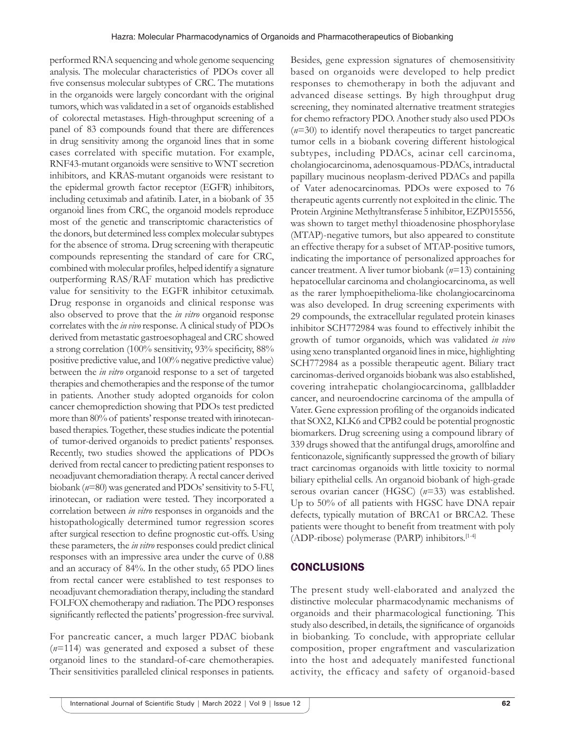performed RNA sequencing and whole genome sequencing analysis. The molecular characteristics of PDOs cover all five consensus molecular subtypes of CRC. The mutations in the organoids were largely concordant with the original tumors, which was validated in a set of organoids established of colorectal metastases. High-throughput screening of a panel of 83 compounds found that there are differences in drug sensitivity among the organoid lines that in some cases correlated with specific mutation. For example, RNF43-mutant organoids were sensitive to WNT secretion inhibitors, and KRAS-mutant organoids were resistant to the epidermal growth factor receptor (EGFR) inhibitors, including cetuximab and afatinib. Later, in a biobank of 35 organoid lines from CRC, the organoid models reproduce most of the genetic and transcriptomic characteristics of the donors, but determined less complex molecular subtypes for the absence of stroma. Drug screening with therapeutic compounds representing the standard of care for CRC, combined with molecular profiles, helped identify a signature outperforming RAS/RAF mutation which has predictive value for sensitivity to the EGFR inhibitor cetuximab. Drug response in organoids and clinical response was also observed to prove that the *in vitro* organoid response correlates with the *in vivo* response. A clinical study of PDOs derived from metastatic gastroesophageal and CRC showed a strong correlation (100% sensitivity, 93% specificity, 88% positive predictive value, and 100% negative predictive value) between the *in vitro* organoid response to a set of targeted therapies and chemotherapies and the response of the tumor in patients. Another study adopted organoids for colon cancer chemoprediction showing that PDOs test predicted more than 80% of patients' response treated with irinotecan-based therapies. Together, these studies indicate the potential of tumor-derived organoids to predict patients' responses. Recently, two studies showed the applications of PDOs derived from rectal cancer to predicting patient responses to neoadjuvant chemoradiation therapy. A rectal cancer derived biobank (*n*=80) was generated and PDOs' sensitivity to 5-FU, irinotecan, or radiation were tested. They incorporated a correlation between *in vitro* responses in organoids and the histopathologically determined tumor regression scores after surgical resection to define prognostic cut-offs. Using these parameters, the *in vitro* responses could predict clinical responses with an impressive area under the curve of 0.88 and an accuracy of 84%. In the other study, 65 PDO lines from rectal cancer were established to test responses to neoadjuvant chemoradiation therapy, including the standard FOLFOX chemotherapy and radiation. The PDO responses significantly reflected the patients' progression-free survival.

For pancreatic cancer, a much larger PDAC biobank (*n*=114) was generated and exposed a subset of these organoid lines to the standard-of-care chemotherapies. Their sensitivities paralleled clinical responses in patients. Besides, gene expression signatures of chemosensitivity based on organoids were developed to help predict responses to chemotherapy in both the adjuvant and advanced disease settings. By high throughput drug screening, they nominated alternative treatment strategies for chemo refractory PDO. Another study also used PDOs (*n*=30) to identify novel therapeutics to target pancreatic tumor cells in a biobank covering different histological subtypes, including PDACs, acinar cell carcinoma, cholangiocarcinoma, adenosquamous-PDACs, intraductal papillary mucinous neoplasm-derived PDACs and papilla of Vater adenocarcinomas. PDOs were exposed to 76 therapeutic agents currently not exploited in the clinic. The Protein Arginine Methyltransferase 5 inhibitor, EZP015556, was shown to target methyl thioadenosine phosphorylase (MTAP)-negative tumors, but also appeared to constitute an effective therapy for a subset of MTAP-positive tumors, indicating the importance of personalized approaches for cancer treatment. A liver tumor biobank (*n*=13) containing hepatocellular carcinoma and cholangiocarcinoma, as well as the rarer lymphoepithelioma-like cholangiocarcinoma was also developed. In drug screening experiments with 29 compounds, the extracellular regulated protein kinases inhibitor SCH772984 was found to effectively inhibit the growth of tumor organoids, which was validated *in vivo* using xeno transplanted organoid lines in mice, highlighting SCH772984 as a possible therapeutic agent. Biliary tract carcinomas-derived organoids biobank was also established, covering intrahepatic cholangiocarcinoma, gallbladder cancer, and neuroendocrine carcinoma of the ampulla of Vater. Gene expression profiling of the organoids indicated that SOX2, KLK6 and CPB2 could be potential prognostic biomarkers. Drug screening using a compound library of 339 drugs showed that the antifungal drugs, amorolfine and fenticonazole, significantly suppressed the growth of biliary tract carcinomas organoids with little toxicity to normal biliary epithelial cells. An organoid biobank of high-grade serous ovarian cancer (HGSC) (*n*=33) was established. Up to 50% of all patients with HGSC have DNA repair defects, typically mutation of BRCA1 or BRCA2. These patients were thought to benefit from treatment with poly (ADP-ribose) polymerase (PARP) inhibitors.[1-4]

## CONCLUSIONS

The present study well-elaborated and analyzed the distinctive molecular pharmacodynamic mechanisms of organoids and their pharmacological functioning. This study also described, in details, the significance of organoids in biobanking. To conclude, with appropriate cellular composition, proper engraftment and vascularization into the host and adequately manifested functional activity, the efficacy and safety of organoid-based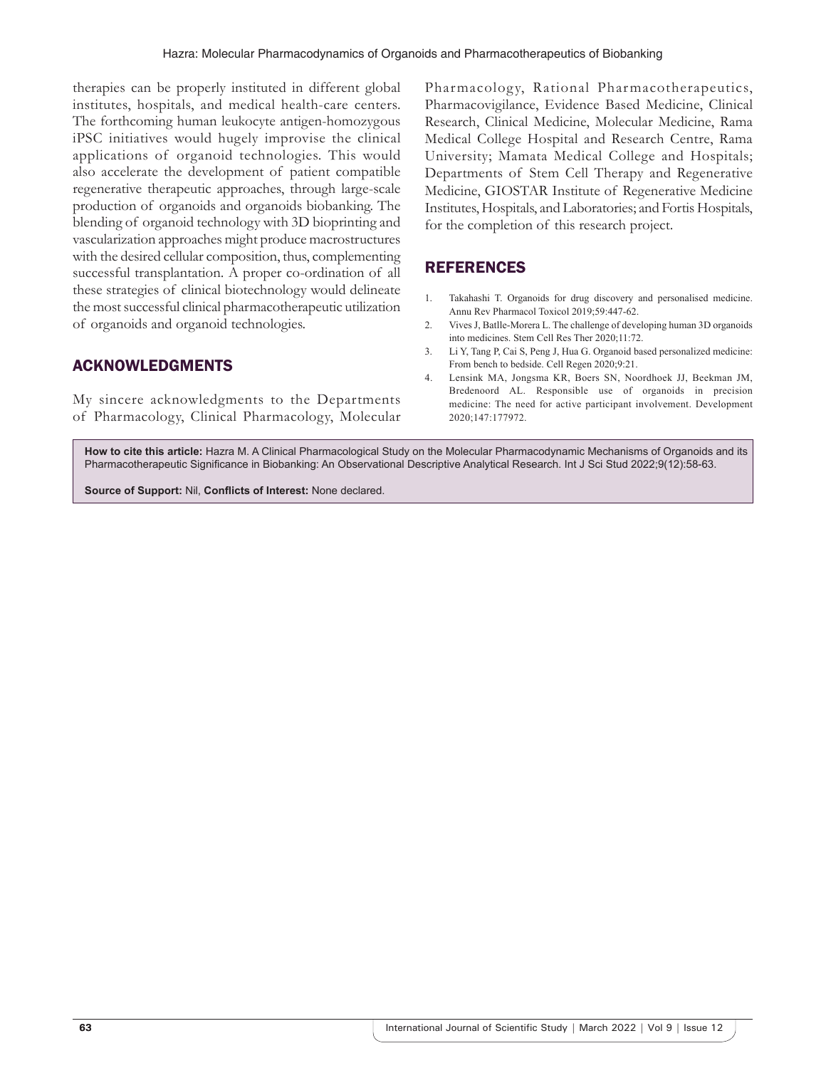therapies can be properly instituted in different global institutes, hospitals, and medical health-care centers. The forthcoming human leukocyte antigen-homozygous iPSC initiatives would hugely improvise the clinical applications of organoid technologies. This would also accelerate the development of patient compatible regenerative therapeutic approaches, through large-scale production of organoids and organoids biobanking. The blending of organoid technology with 3D bioprinting and vascularization approaches might produce macrostructures with the desired cellular composition, thus, complementing successful transplantation. A proper co-ordination of all these strategies of clinical biotechnology would delineate the most successful clinical pharmacotherapeutic utilization of organoids and organoid technologies.

## ACKNOWLEDGMENTS

My sincere acknowledgments to the Departments of Pharmacology, Clinical Pharmacology, Molecular Pharmacology, Rational Pharmacotherapeutics, Pharmacovigilance, Evidence Based Medicine, Clinical Research, Clinical Medicine, Molecular Medicine, Rama Medical College Hospital and Research Centre, Rama University; Mamata Medical College and Hospitals; Departments of Stem Cell Therapy and Regenerative Medicine, GIOSTAR Institute of Regenerative Medicine Institutes, Hospitals, and Laboratories; and Fortis Hospitals, for the completion of this research project.

## REFERENCES

1. Takahashi T. Organoids for drug discovery and personalised medicine. Annu Rev Pharmacol Toxicol 2019;59:447-62.
2. Vives J, Batlle-Morera L. The challenge of developing human 3D organoids into medicines. Stem Cell Res Ther 2020;11:72.
3. Li Y, Tang P, Cai S, Peng J, Hua G. Organoid based personalized medicine: From bench to bedside. Cell Regen 2020;9:21.
4. Lensink MA, Jongsma KR, Boers SN, Noordhoek JJ, Beekman JM, Bredenoord AL. Responsible use of organoids in precision medicine: The need for active participant involvement. Development 2020;147:177972.

**How to cite this article:** Hazra M. A Clinical Pharmacological Study on the Molecular Pharmacodynamic Mechanisms of Organoids and its Pharmacotherapeutic Significance in Biobanking: An Observational Descriptive Analytical Research. Int J Sci Stud 2022;9(12):58-63.

**Source of Support:** Nil, **Conflicts of Interest:** None declared.